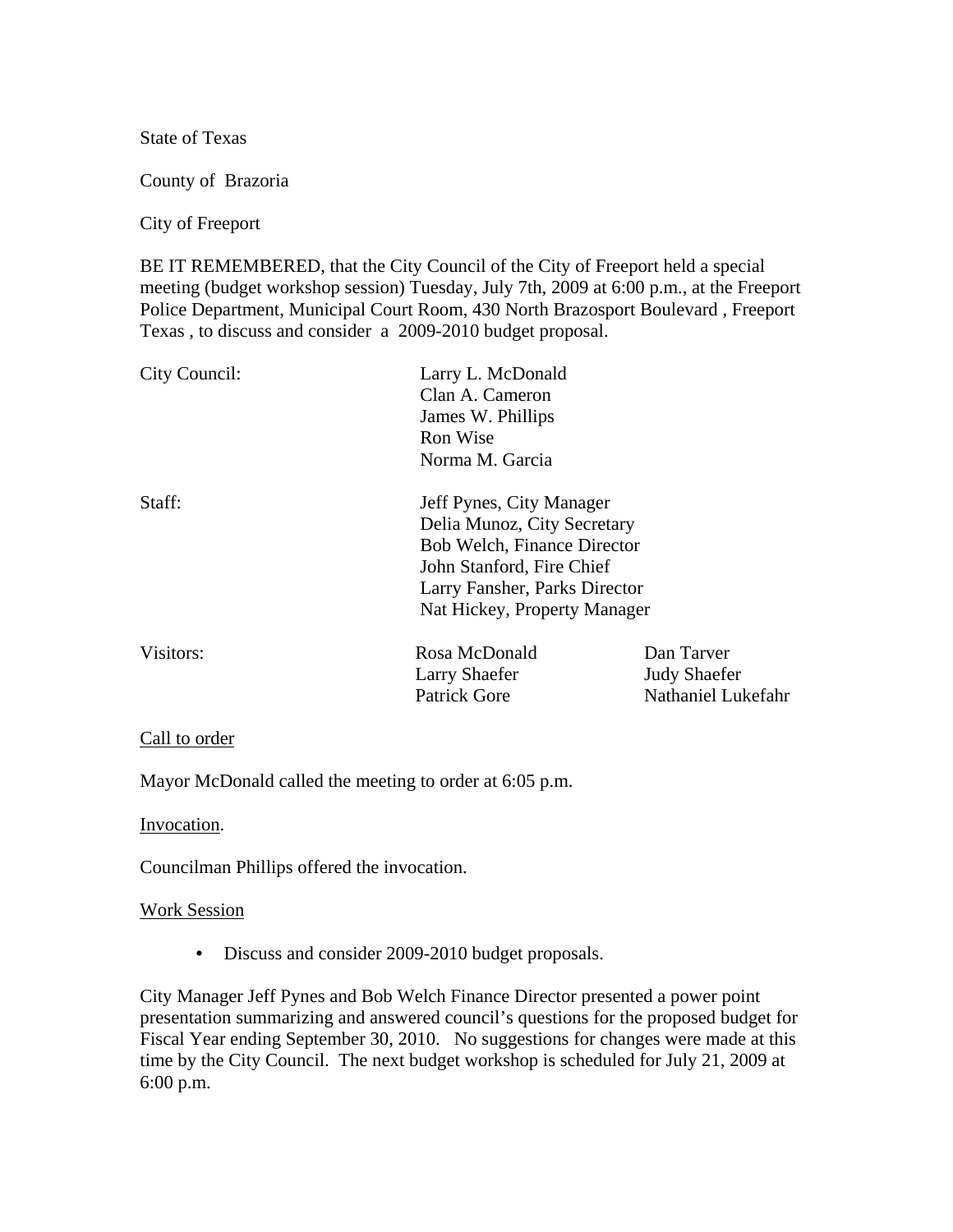State of Texas

County of Brazoria

City of Freeport

BE IT REMEMBERED, that the City Council of the City of Freeport held a special meeting (budget workshop session) Tuesday, July 7th, 2009 at 6:00 p.m., at the Freeport Police Department, Municipal Court Room, 430 North Brazosport Boulevard , Freeport Texas , to discuss and consider a 2009-2010 budget proposal.

| | | |
|---|---|---|
| City Council: | Larry L. McDonald | |
| | Clan A. Cameron | |
| | James W. Phillips | |
| | Ron Wise | |
| | Norma M. Garcia | |
| Staff: | Jeff Pynes, City Manager | |
| | Delia Munoz, City Secretary | |
| | Bob Welch, Finance Director | |
| | John Stanford, Fire Chief | |
| | Larry Fansher, Parks Director | |
| | Nat Hickey, Property Manager | |
| Visitors: | Rosa McDonald | Dan Tarver |
| | Larry Shaefer | Judy Shaefer |
| | Patrick Gore | Nathaniel Lukefahr |

Call to order

Mayor McDonald called the meeting to order at 6:05 p.m.

Invocation.

Councilman Phillips offered the invocation.

Work Session

- Discuss and consider 2009-2010 budget proposals.

City Manager Jeff Pynes and Bob Welch Finance Director presented a power point presentation summarizing and answered council's questions for the proposed budget for Fiscal Year ending September 30, 2010. No suggestions for changes were made at this time by the City Council. The next budget workshop is scheduled for July 21, 2009 at 6:00 p.m.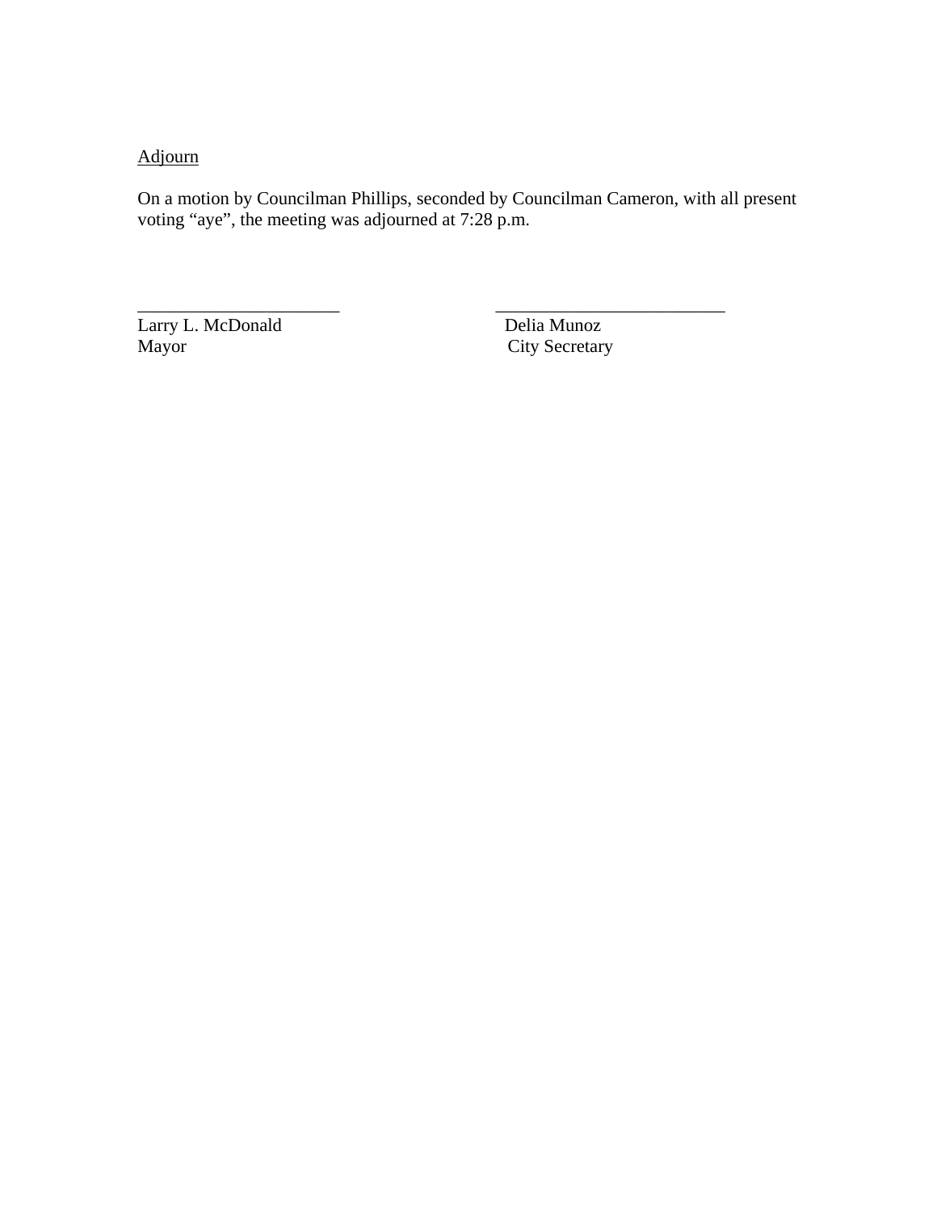<u>Adjourn</u>

On a motion by Councilman Phillips, seconded by Councilman Cameron, with all present voting "aye", the meeting was adjourned at 7:28 p.m.

| | |
|---|---|
| \_\_\_\_\_\_\_\_\_\_\_\_\_\_\_\_\_\_\_\_\_\_ | \_\_\_\_\_\_\_\_\_\_\_\_\_\_\_\_\_\_\_\_\_\_\_\_\_ |
| Larry L. McDonald | Delia Munoz |
| Mayor | City Secretary |